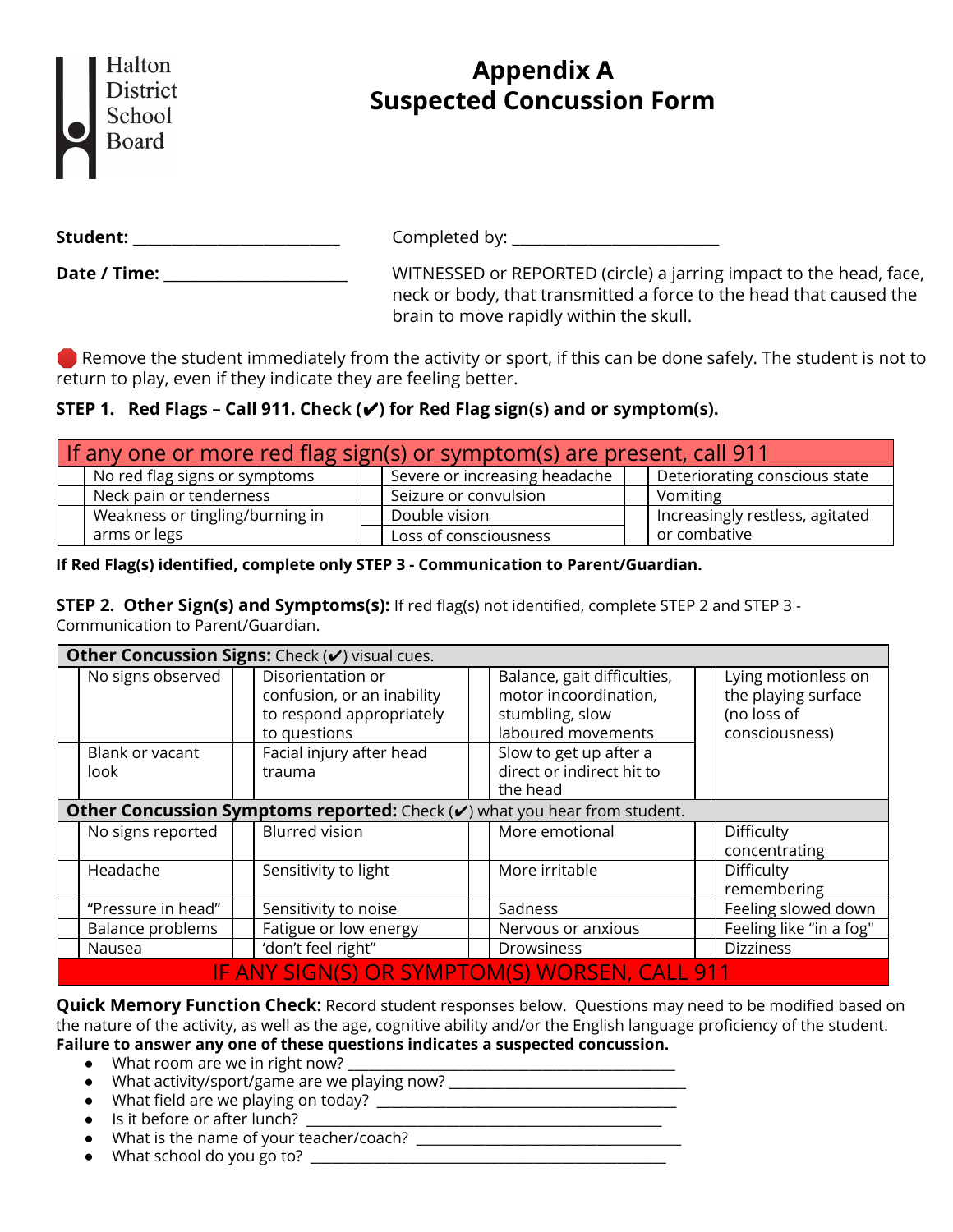Halton District School Board

# Appendix A
# Suspected Concussion Form

**Student:** ___________________________

**Date / Time:** ________________________

Completed by: ___________________________

WITNESSED or REPORTED (circle) a jarring impact to the head, face, neck or body, that transmitted a force to the head that caused the brain to move rapidly within the skull.

🛑 Remove the student immediately from the activity or sport, if this can be done safely. The student is not to return to play, even if they indicate they are feeling better.

**STEP 1. Red Flags – Call 911. Check (✔) for Red Flag sign(s) and or symptom(s).**

| If any one or more red flag sign(s) or symptom(s) are present, call 911 | | | | | |
|---|---|---|---|---|---|
| | No red flag signs or symptoms | | Severe or increasing headache | | Deteriorating conscious state |
| | Neck pain or tenderness | | Seizure or convulsion | | Vomiting |
| | Weakness or tingling/burning in arms or legs | | Double vision | | Increasingly restless, agitated or combative |
| | | | Loss of consciousness | | |

**If Red Flag(s) identified, complete only STEP 3 - Communication to Parent/Guardian.**

**STEP 2. Other Sign(s) and Symptoms(s):** If red flag(s) not identified, complete STEP 2 and STEP 3 - Communication to Parent/Guardian.

| **Other Concussion Signs:** Check (✔) visual cues. | | | | | | | |
|---|---|---|---|---|---|---|---|
| | No signs observed | | Disorientation or confusion, or an inability to respond appropriately to questions | | Balance, gait difficulties, motor incoordination, stumbling, slow laboured movements | | Lying motionless on the playing surface (no loss of consciousness) |
| | Blank or vacant look | | Facial injury after head trauma | | Slow to get up after a direct or indirect hit to the head | | |
| **Other Concussion Symptoms reported:** Check (✔) what you hear from student. | | | | | | | |
| | No signs reported | | Blurred vision | | More emotional | | Difficulty concentrating |
| | Headache | | Sensitivity to light | | More irritable | | Difficulty remembering |
| | "Pressure in head" | | Sensitivity to noise | | Sadness | | Feeling slowed down |
| | Balance problems | | Fatigue or low energy | | Nervous or anxious | | Feeling like "in a fog" |
| | Nausea | | 'don't feel right" | | Drowsiness | | Dizziness |
| IF ANY SIGN(S) OR SYMPTOM(S) WORSEN, CALL 911 | | | | | | | |

**Quick Memory Function Check:** Record student responses below. Questions may need to be modified based on the nature of the activity, as well as the age, cognitive ability and/or the English language proficiency of the student. **Failure to answer any one of these questions indicates a suspected concussion.**

- What room are we in right now? ______________________________________
- What activity/sport/game are we playing now? ___________________________
- What field are we playing on today? ___________________________________
- Is it before or after lunch? _________________________________________
- What is the name of your teacher/coach? _______________________________
- What school do you go to? _________________________________________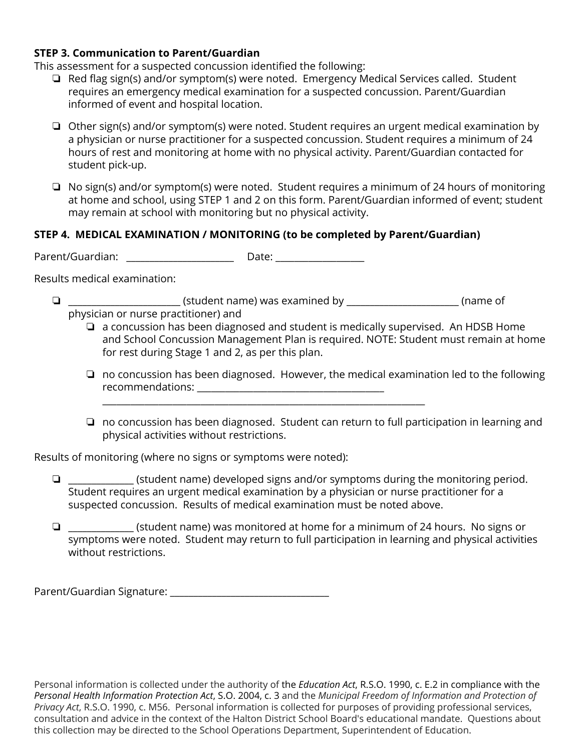**STEP 3. Communication to Parent/Guardian**

This assessment for a suspected concussion identified the following:

- ❏ Red flag sign(s) and/or symptom(s) were noted. Emergency Medical Services called. Student requires an emergency medical examination for a suspected concussion. Parent/Guardian informed of event and hospital location.
- ❏ Other sign(s) and/or symptom(s) were noted. Student requires an urgent medical examination by a physician or nurse practitioner for a suspected concussion. Student requires a minimum of 24 hours of rest and monitoring at home with no physical activity. Parent/Guardian contacted for student pick-up.
- ❏ No sign(s) and/or symptom(s) were noted. Student requires a minimum of 24 hours of monitoring at home and school, using STEP 1 and 2 on this form. Parent/Guardian informed of event; student may remain at school with monitoring but no physical activity.

**STEP 4. MEDICAL EXAMINATION / MONITORING (to be completed by Parent/Guardian)**

Parent/Guardian: ______________________ Date: __________________

Results medical examination:

- ❏ _______________________ (student name) was examined by _______________________ (name of physician or nurse practitioner) and
  - ❏ a concussion has been diagnosed and student is medically supervised. An HDSB Home and School Concussion Management Plan is required. NOTE: Student must remain at home for rest during Stage 1 and 2, as per this plan.
  - ❏ no concussion has been diagnosed. However, the medical examination led to the following recommendations: ______________________________________
    ___________________________________________________________________
  - ❏ no concussion has been diagnosed. Student can return to full participation in learning and physical activities without restrictions.

Results of monitoring (where no signs or symptoms were noted):

- ❏ _____________ (student name) developed signs and/or symptoms during the monitoring period. Student requires an urgent medical examination by a physician or nurse practitioner for a suspected concussion. Results of medical examination must be noted above.
- ❏ _____________ (student name) was monitored at home for a minimum of 24 hours. No signs or symptoms were noted. Student may return to full participation in learning and physical activities without restrictions.

Parent/Guardian Signature: _________________________________

Personal information is collected under the authority of the *Education Act*, R.S.O. 1990, c. E.2 in compliance with the *Personal Health Information Protection Act*, S.O. 2004, c. 3 and the *Municipal Freedom of Information and Protection of Privacy Act*, R.S.O. 1990, c. M56. Personal information is collected for purposes of providing professional services, consultation and advice in the context of the Halton District School Board's educational mandate. Questions about this collection may be directed to the School Operations Department, Superintendent of Education.